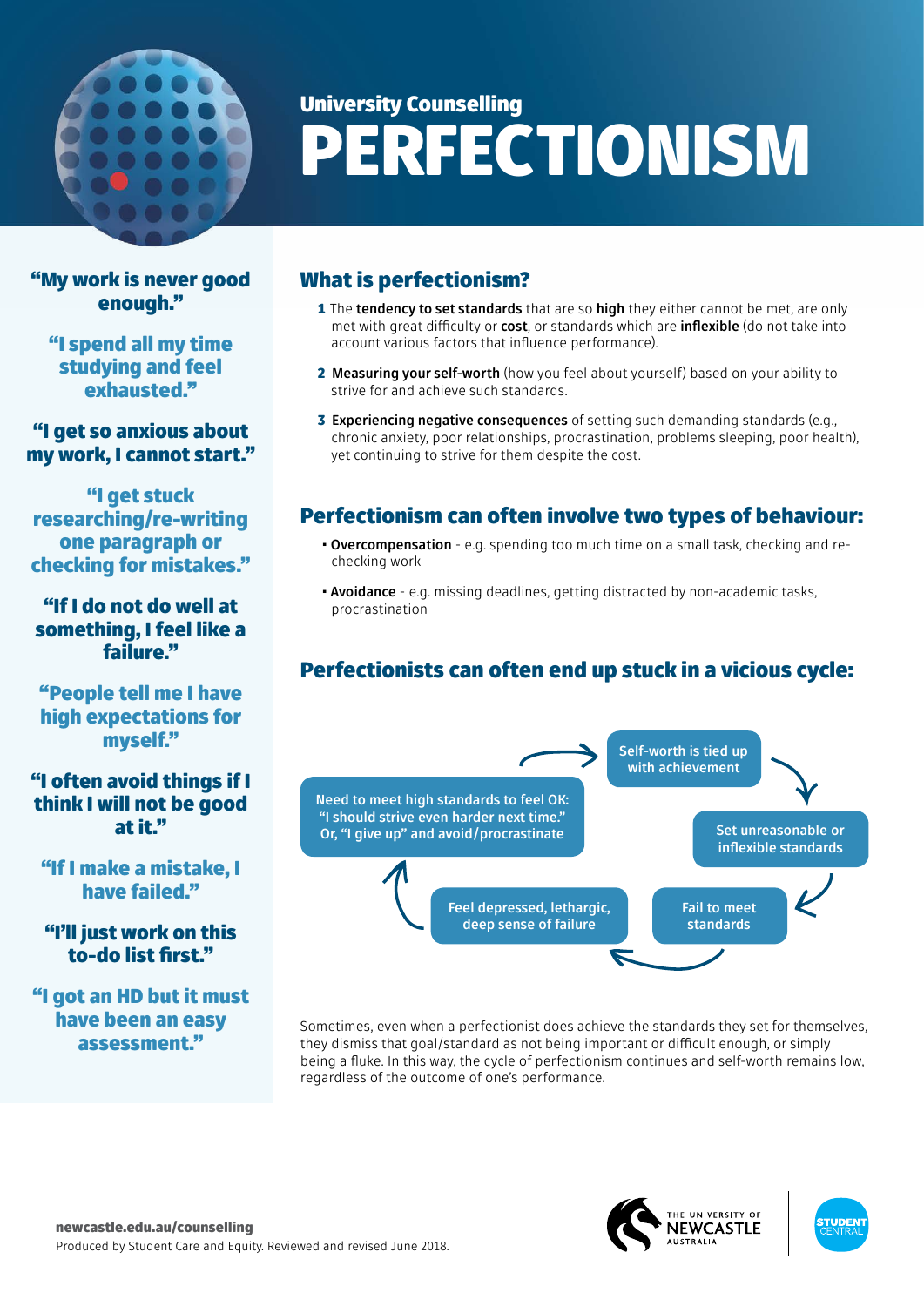University Counselling

# PERFECTIONISM

**"My work is never good enough."**

**"I spend all my time studying and feel exhausted."**

**"I get so anxious about my work, I cannot start."**

**"I get stuck researching/re-writing one paragraph or checking for mistakes."**

**"If I do not do well at something, I feel like a failure."**

**"People tell me I have high expectations for myself."**

**"I often avoid things if I think I will not be good at it."**

**"If I make a mistake, I have failed."**

**"I'll just work on this to-do list first."**

**"I got an HD but it must have been an easy assessment."**

## What is perfectionism?

1. The **tendency to set standards** that are so **high** they either cannot be met, are only met with great difficulty or **cost**, or standards which are **inflexible** (do not take into account various factors that influence performance).
2. **Measuring your self-worth** (how you feel about yourself) based on your ability to strive for and achieve such standards.
3. **Experiencing negative consequences** of setting such demanding standards (e.g., chronic anxiety, poor relationships, procrastination, problems sleeping, poor health), yet continuing to strive for them despite the cost.

## Perfectionism can often involve two types of behaviour:

- **Overcompensation** - e.g. spending too much time on a small task, checking and re-checking work
- **Avoidance** - e.g. missing deadlines, getting distracted by non-academic tasks, procrastination

## Perfectionists can often end up stuck in a vicious cycle:

Self-worth is tied up with achievement → Set unreasonable or inflexible standards → Fail to meet standards → Feel depressed, lethargic, deep sense of failure → Need to meet high standards to feel OK: "I should strive even harder next time." Or, "I give up" and avoid/procrastinate → Self-worth is tied up with achievement

Sometimes, even when a perfectionist does achieve the standards they set for themselves, they dismiss that goal/standard as not being important or difficult enough, or simply being a fluke. In this way, the cycle of perfectionism continues and self-worth remains low, regardless of the outcome of one's performance.

**newcastle.edu.au/counselling**

Produced by Student Care and Equity. Reviewed and revised June 2018.

THE UNIVERSITY OF NEWCASTLE AUSTRALIA

STUDENT CENTRAL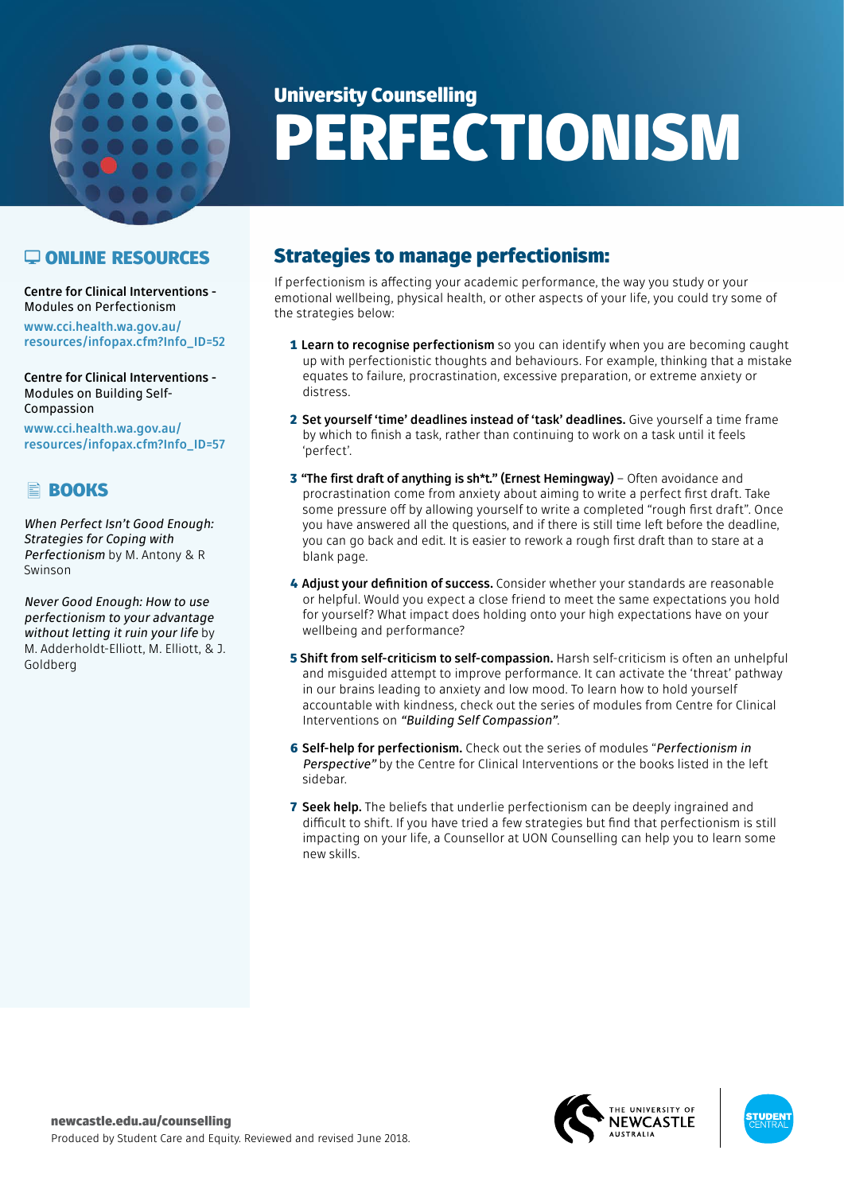## University Counselling

# PERFECTIONISM

## ONLINE RESOURCES

**Centre for Clinical Interventions -** Modules on Perfectionism

**www.cci.health.wa.gov.au/resources/infopax.cfm?Info_ID=52**

**Centre for Clinical Interventions -** Modules on Building Self-Compassion

**www.cci.health.wa.gov.au/resources/infopax.cfm?Info_ID=57**

## BOOKS

*When Perfect Isn't Good Enough: Strategies for Coping with Perfectionism* by M. Antony & R Swinson

*Never Good Enough: How to use perfectionism to your advantage without letting it ruin your life* by M. Adderholdt-Elliott, M. Elliott, & J. Goldberg

## Strategies to manage perfectionism:

If perfectionism is affecting your academic performance, the way you study or your emotional wellbeing, physical health, or other aspects of your life, you could try some of the strategies below:

1. **Learn to recognise perfectionism** so you can identify when you are becoming caught up with perfectionistic thoughts and behaviours. For example, thinking that a mistake equates to failure, procrastination, excessive preparation, or extreme anxiety or distress.
2. **Set yourself 'time' deadlines instead of 'task' deadlines.** Give yourself a time frame by which to finish a task, rather than continuing to work on a task until it feels 'perfect'.
3. **"The first draft of anything is sh*t." (Ernest Hemingway)** – Often avoidance and procrastination come from anxiety about aiming to write a perfect first draft. Take some pressure off by allowing yourself to write a completed "rough first draft". Once you have answered all the questions, and if there is still time left before the deadline, you can go back and edit. It is easier to rework a rough first draft than to stare at a blank page.
4. **Adjust your definition of success.** Consider whether your standards are reasonable or helpful. Would you expect a close friend to meet the same expectations you hold for yourself? What impact does holding onto your high expectations have on your wellbeing and performance?
5. **Shift from self-criticism to self-compassion.** Harsh self-criticism is often an unhelpful and misguided attempt to improve performance. It can activate the 'threat' pathway in our brains leading to anxiety and low mood. To learn how to hold yourself accountable with kindness, check out the series of modules from Centre for Clinical Interventions on *"Building Self Compassion"*.
6. **Self-help for perfectionism.** Check out the series of modules "*Perfectionism in Perspective"* by the Centre for Clinical Interventions or the books listed in the left sidebar.
7. **Seek help.** The beliefs that underlie perfectionism can be deeply ingrained and difficult to shift. If you have tried a few strategies but find that perfectionism is still impacting on your life, a Counsellor at UON Counselling can help you to learn some new skills.

**newcastle.edu.au/counselling**

Produced by Student Care and Equity. Reviewed and revised June 2018.

THE UNIVERSITY OF NEWCASTLE AUSTRALIA

STUDENT CENTRAL